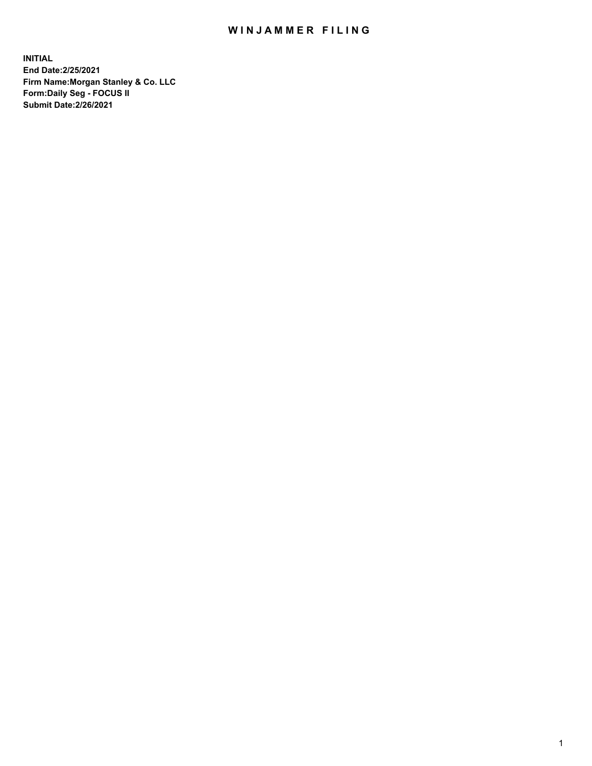# WINJAMMER FILING

**INITIAL**
**End Date:2/25/2021**
**Firm Name:Morgan Stanley & Co. LLC**
**Form:Daily Seg - FOCUS II**
**Submit Date:2/26/2021**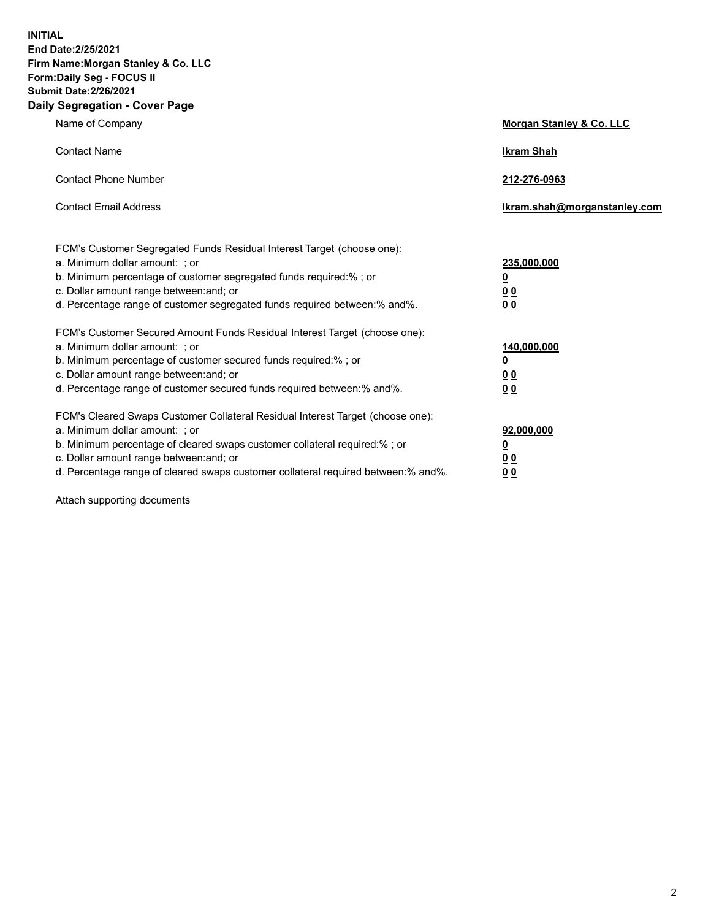**INITIAL**
**End Date:2/25/2021**
**Firm Name:Morgan Stanley & Co. LLC**
**Form:Daily Seg - FOCUS II**
**Submit Date:2/26/2021**
**Daily Segregation - Cover Page**

| | |
|---|---|
| Name of Company | **Morgan Stanley & Co. LLC** |
| Contact Name | **Ikram Shah** |
| Contact Phone Number | **212-276-0963** |
| Contact Email Address | **Ikram.shah@morganstanley.com** |

FCM's Customer Segregated Funds Residual Interest Target (choose one):

| | |
|---|---|
| a. Minimum dollar amount: ; or | **235,000,000** |
| b. Minimum percentage of customer segregated funds required:% ; or | **0** |
| c. Dollar amount range between:and; or | **0 0** |
| d. Percentage range of customer segregated funds required between:% and%. | **0 0** |

FCM's Customer Secured Amount Funds Residual Interest Target (choose one):

| | |
|---|---|
| a. Minimum dollar amount: ; or | **140,000,000** |
| b. Minimum percentage of customer secured funds required:% ; or | **0** |
| c. Dollar amount range between:and; or | **0 0** |
| d. Percentage range of customer secured funds required between:% and%. | **0 0** |

FCM's Cleared Swaps Customer Collateral Residual Interest Target (choose one):

| | |
|---|---|
| a. Minimum dollar amount: ; or | **92,000,000** |
| b. Minimum percentage of cleared swaps customer collateral required:% ; or | **0** |
| c. Dollar amount range between:and; or | **0 0** |
| d. Percentage range of cleared swaps customer collateral required between:% and%. | **0 0** |

Attach supporting documents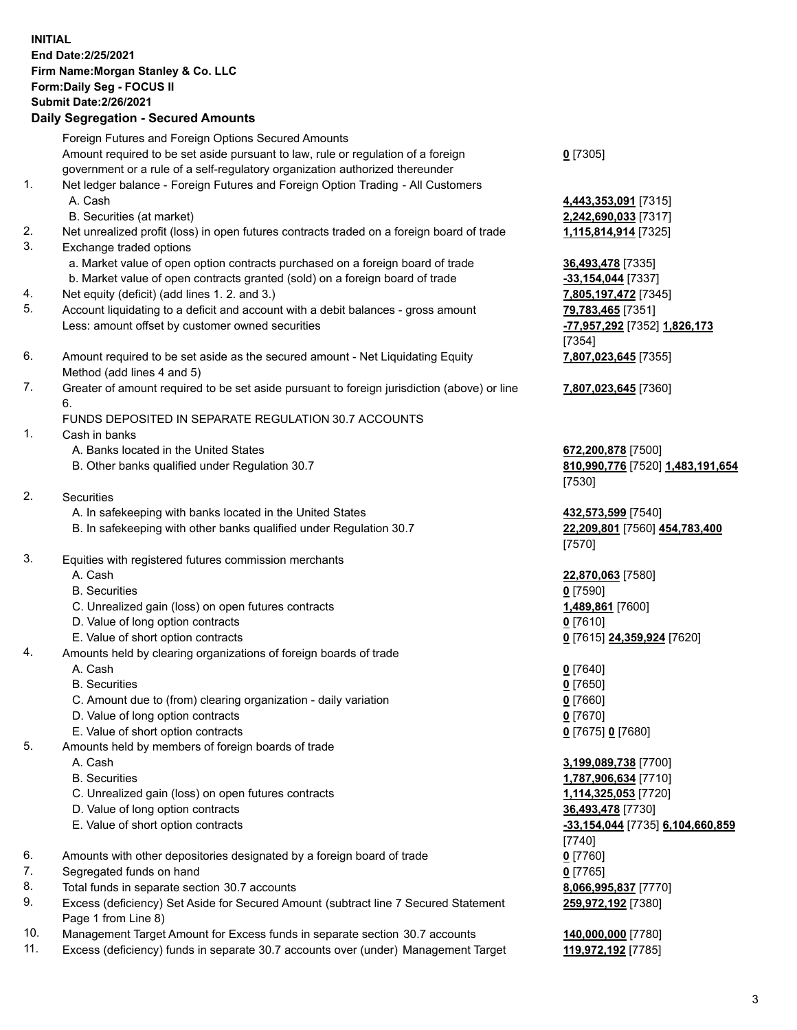**INITIAL**
**End Date:2/25/2021**
**Firm Name:Morgan Stanley & Co. LLC**
**Form:Daily Seg - FOCUS II**
**Submit Date:2/26/2021**

## Daily Segregation - Secured Amounts

| | | |
|---|---|---|
| | Foreign Futures and Foreign Options Secured Amounts | |
| | Amount required to be set aside pursuant to law, rule or regulation of a foreign government or a rule of a self-regulatory organization authorized thereunder | **0** [7305] |
| 1. | Net ledger balance - Foreign Futures and Foreign Option Trading - All Customers | |
| | A. Cash | **4,443,353,091** [7315] |
| | B. Securities (at market) | **2,242,690,033** [7317] |
| 2. | Net unrealized profit (loss) in open futures contracts traded on a foreign board of trade | **1,115,814,914** [7325] |
| 3. | Exchange traded options | |
| | a. Market value of open option contracts purchased on a foreign board of trade | **36,493,478** [7335] |
| | b. Market value of open contracts granted (sold) on a foreign board of trade | **-33,154,044** [7337] |
| 4. | Net equity (deficit) (add lines 1. 2. and 3.) | **7,805,197,472** [7345] |
| 5. | Account liquidating to a deficit and account with a debit balances - gross amount | **79,783,465** [7351] |
| | Less: amount offset by customer owned securities | **-77,957,292** [7352] **1,826,173** [7354] |
| 6. | Amount required to be set aside as the secured amount - Net Liquidating Equity Method (add lines 4 and 5) | **7,807,023,645** [7355] |
| 7. | Greater of amount required to be set aside pursuant to foreign jurisdiction (above) or line 6. | **7,807,023,645** [7360] |
| | FUNDS DEPOSITED IN SEPARATE REGULATION 30.7 ACCOUNTS | |
| 1. | Cash in banks | |
| | A. Banks located in the United States | **672,200,878** [7500] |
| | B. Other banks qualified under Regulation 30.7 | **810,990,776** [7520] **1,483,191,654** [7530] |
| 2. | Securities | |
| | A. In safekeeping with banks located in the United States | **432,573,599** [7540] |
| | B. In safekeeping with other banks qualified under Regulation 30.7 | **22,209,801** [7560] **454,783,400** [7570] |
| 3. | Equities with registered futures commission merchants | |
| | A. Cash | **22,870,063** [7580] |
| | B. Securities | **0** [7590] |
| | C. Unrealized gain (loss) on open futures contracts | **1,489,861** [7600] |
| | D. Value of long option contracts | **0** [7610] |
| | E. Value of short option contracts | **0** [7615] **24,359,924** [7620] |
| 4. | Amounts held by clearing organizations of foreign boards of trade | |
| | A. Cash | **0** [7640] |
| | B. Securities | **0** [7650] |
| | C. Amount due to (from) clearing organization - daily variation | **0** [7660] |
| | D. Value of long option contracts | **0** [7670] |
| | E. Value of short option contracts | **0** [7675] **0** [7680] |
| 5. | Amounts held by members of foreign boards of trade | |
| | A. Cash | **3,199,089,738** [7700] |
| | B. Securities | **1,787,906,634** [7710] |
| | C. Unrealized gain (loss) on open futures contracts | **1,114,325,053** [7720] |
| | D. Value of long option contracts | **36,493,478** [7730] |
| | E. Value of short option contracts | **-33,154,044** [7735] **6,104,660,859** [7740] |
| 6. | Amounts with other depositories designated by a foreign board of trade | **0** [7760] |
| 7. | Segregated funds on hand | **0** [7765] |
| 8. | Total funds in separate section 30.7 accounts | **8,066,995,837** [7770] |
| 9. | Excess (deficiency) Set Aside for Secured Amount (subtract line 7 Secured Statement Page 1 from Line 8) | **259,972,192** [7380] |
| 10. | Management Target Amount for Excess funds in separate section 30.7 accounts | **140,000,000** [7780] |
| 11. | Excess (deficiency) funds in separate 30.7 accounts over (under) Management Target | **119,972,192** [7785] |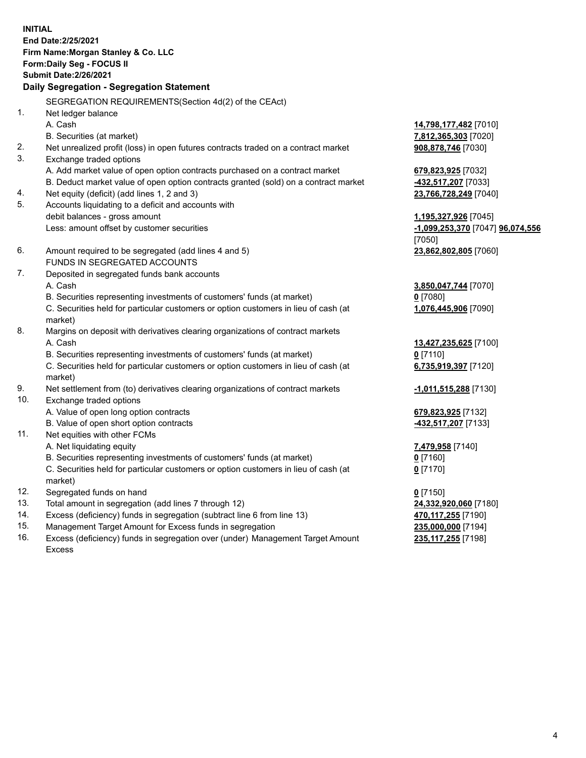**INITIAL**
**End Date:2/25/2021**
**Firm Name:Morgan Stanley & Co. LLC**
**Form:Daily Seg - FOCUS II**
**Submit Date:2/26/2021**

### Daily Segregation - Segregation Statement

| | | |
|---|---|---|
| | SEGREGATION REQUIREMENTS(Section 4d(2) of the CEAct) | |
| 1. | Net ledger balance | |
| | A. Cash | **14,798,177,482** [7010] |
| | B. Securities (at market) | **7,812,365,303** [7020] |
| 2. | Net unrealized profit (loss) in open futures contracts traded on a contract market | **908,878,746** [7030] |
| 3. | Exchange traded options | |
| | A. Add market value of open option contracts purchased on a contract market | **679,823,925** [7032] |
| | B. Deduct market value of open option contracts granted (sold) on a contract market | **-432,517,207** [7033] |
| 4. | Net equity (deficit) (add lines 1, 2 and 3) | **23,766,728,249** [7040] |
| 5. | Accounts liquidating to a deficit and accounts with debit balances - gross amount | **1,195,327,926** [7045] |
| | Less: amount offset by customer securities | **-1,099,253,370** [7047] **96,074,556** [7050] |
| 6. | Amount required to be segregated (add lines 4 and 5) | **23,862,802,805** [7060] |
| | FUNDS IN SEGREGATED ACCOUNTS | |
| 7. | Deposited in segregated funds bank accounts | |
| | A. Cash | **3,850,047,744** [7070] |
| | B. Securities representing investments of customers' funds (at market) | **0** [7080] |
| | C. Securities held for particular customers or option customers in lieu of cash (at market) | **1,076,445,906** [7090] |
| 8. | Margins on deposit with derivatives clearing organizations of contract markets | |
| | A. Cash | **13,427,235,625** [7100] |
| | B. Securities representing investments of customers' funds (at market) | **0** [7110] |
| | C. Securities held for particular customers or option customers in lieu of cash (at market) | **6,735,919,397** [7120] |
| 9. | Net settlement from (to) derivatives clearing organizations of contract markets | **-1,011,515,288** [7130] |
| 10. | Exchange traded options | |
| | A. Value of open long option contracts | **679,823,925** [7132] |
| | B. Value of open short option contracts | **-432,517,207** [7133] |
| 11. | Net equities with other FCMs | |
| | A. Net liquidating equity | **7,479,958** [7140] |
| | B. Securities representing investments of customers' funds (at market) | **0** [7160] |
| | C. Securities held for particular customers or option customers in lieu of cash (at market) | **0** [7170] |
| 12. | Segregated funds on hand | **0** [7150] |
| 13. | Total amount in segregation (add lines 7 through 12) | **24,332,920,060** [7180] |
| 14. | Excess (deficiency) funds in segregation (subtract line 6 from line 13) | **470,117,255** [7190] |
| 15. | Management Target Amount for Excess funds in segregation | **235,000,000** [7194] |
| 16. | Excess (deficiency) funds in segregation over (under) Management Target Amount Excess | **235,117,255** [7198] |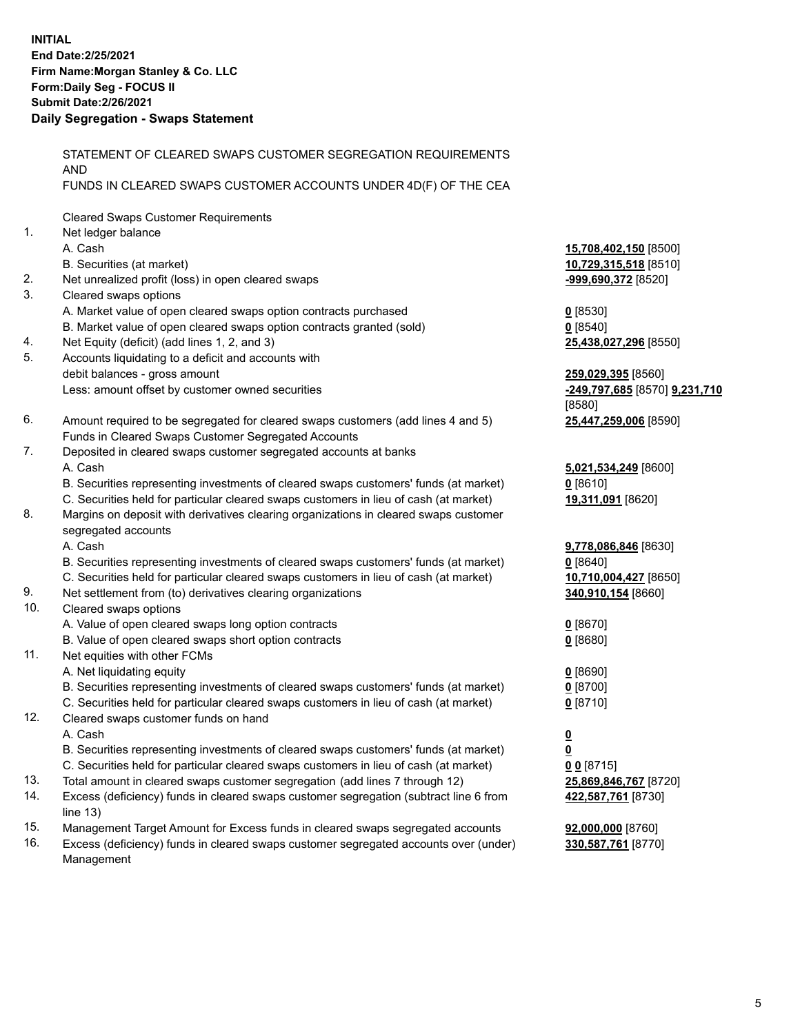**INITIAL**
**End Date:2/25/2021**
**Firm Name:Morgan Stanley & Co. LLC**
**Form:Daily Seg - FOCUS II**
**Submit Date:2/26/2021**
**Daily Segregation - Swaps Statement**

STATEMENT OF CLEARED SWAPS CUSTOMER SEGREGATION REQUIREMENTS AND FUNDS IN CLEARED SWAPS CUSTOMER ACCOUNTS UNDER 4D(F) OF THE CEA

| | | |
|---|---|---|
| | Cleared Swaps Customer Requirements | |
| 1. | Net ledger balance | |
| | A. Cash | **15,708,402,150** [8500] |
| | B. Securities (at market) | **10,729,315,518** [8510] |
| 2. | Net unrealized profit (loss) in open cleared swaps | **-999,690,372** [8520] |
| 3. | Cleared swaps options | |
| | A. Market value of open cleared swaps option contracts purchased | **0** [8530] |
| | B. Market value of open cleared swaps option contracts granted (sold) | **0** [8540] |
| 4. | Net Equity (deficit) (add lines 1, 2, and 3) | **25,438,027,296** [8550] |
| 5. | Accounts liquidating to a deficit and accounts with debit balances - gross amount | **259,029,395** [8560] |
| | Less: amount offset by customer owned securities | **-249,797,685** [8570] **9,231,710** [8580] |
| 6. | Amount required to be segregated for cleared swaps customers (add lines 4 and 5) | **25,447,259,006** [8590] |
| | Funds in Cleared Swaps Customer Segregated Accounts | |
| 7. | Deposited in cleared swaps customer segregated accounts at banks | |
| | A. Cash | **5,021,534,249** [8600] |
| | B. Securities representing investments of cleared swaps customers' funds (at market) | **0** [8610] |
| | C. Securities held for particular cleared swaps customers in lieu of cash (at market) | **19,311,091** [8620] |
| 8. | Margins on deposit with derivatives clearing organizations in cleared swaps customer segregated accounts | |
| | A. Cash | **9,778,086,846** [8630] |
| | B. Securities representing investments of cleared swaps customers' funds (at market) | **0** [8640] |
| | C. Securities held for particular cleared swaps customers in lieu of cash (at market) | **10,710,004,427** [8650] |
| 9. | Net settlement from (to) derivatives clearing organizations | **340,910,154** [8660] |
| 10. | Cleared swaps options | |
| | A. Value of open cleared swaps long option contracts | **0** [8670] |
| | B. Value of open cleared swaps short option contracts | **0** [8680] |
| 11. | Net equities with other FCMs | |
| | A. Net liquidating equity | **0** [8690] |
| | B. Securities representing investments of cleared swaps customers' funds (at market) | **0** [8700] |
| | C. Securities held for particular cleared swaps customers in lieu of cash (at market) | **0** [8710] |
| 12. | Cleared swaps customer funds on hand | |
| | A. Cash | **0** |
| | B. Securities representing investments of cleared swaps customers' funds (at market) | **0** |
| | C. Securities held for particular cleared swaps customers in lieu of cash (at market) | **0** **0** [8715] |
| 13. | Total amount in cleared swaps customer segregation (add lines 7 through 12) | **25,869,846,767** [8720] |
| 14. | Excess (deficiency) funds in cleared swaps customer segregation (subtract line 6 from line 13) | **422,587,761** [8730] |
| 15. | Management Target Amount for Excess funds in cleared swaps segregated accounts | **92,000,000** [8760] |
| 16. | Excess (deficiency) funds in cleared swaps customer segregated accounts over (under) Management | **330,587,761** [8770] |